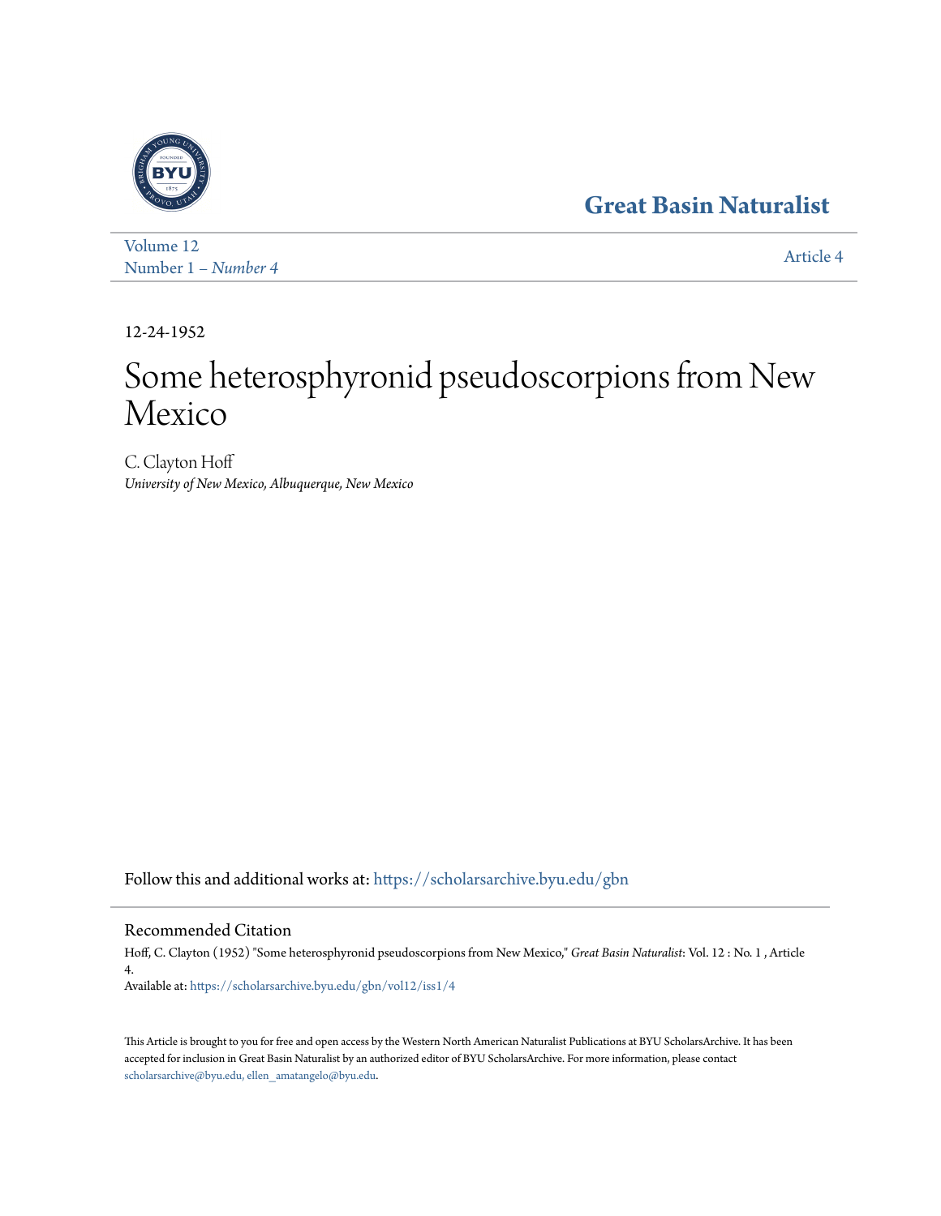Great Basin Naturalist

Volume 12
Number 1 – *Number 4*

Article 4

12-24-1952

# Some heterosphyronid pseudoscorpions from New Mexico

C. Clayton Hoff
*University of New Mexico, Albuquerque, New Mexico*

Follow this and additional works at: https://scholarsarchive.byu.edu/gbn

## Recommended Citation

Hoff, C. Clayton (1952) "Some heterosphyronid pseudoscorpions from New Mexico," *Great Basin Naturalist*: Vol. 12 : No. 1 , Article 4.
Available at: https://scholarsarchive.byu.edu/gbn/vol12/iss1/4

This Article is brought to you for free and open access by the Western North American Naturalist Publications at BYU ScholarsArchive. It has been accepted for inclusion in Great Basin Naturalist by an authorized editor of BYU ScholarsArchive. For more information, please contact scholarsarchive@byu.edu, ellen_amatangelo@byu.edu.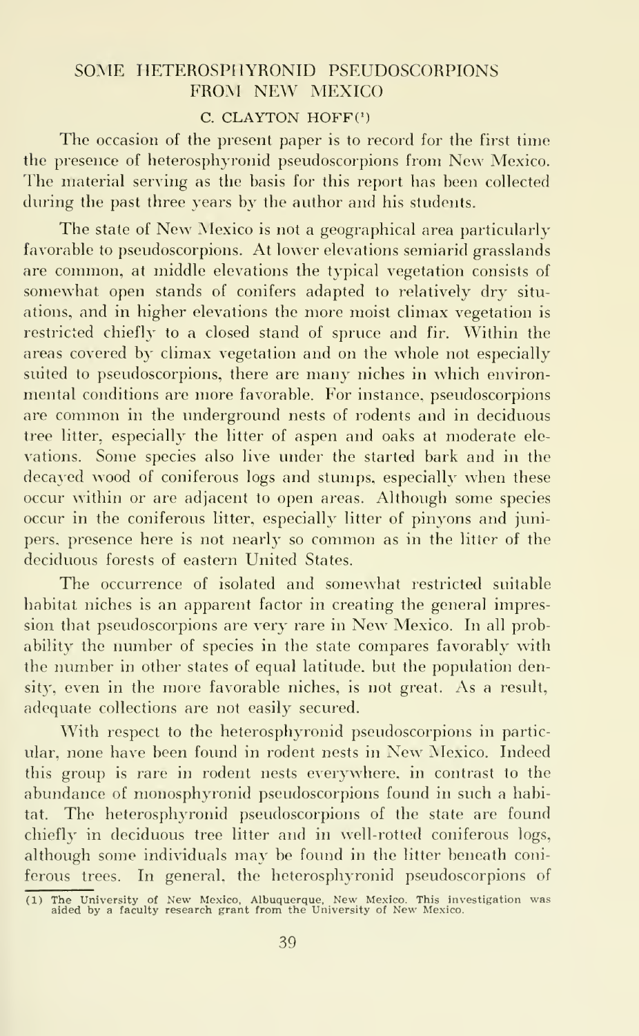## SOME HETEROSPHYRONID PSEUDOSCORPIONS FROM NEW MEXICO

C. CLAYTON HOFF[1]

The occasion of the present paper is to record for the first time the presence of heterosphyronid pseudoscorpions from New Mexico. The material serving as the basis for this report has been collected during the past three years by the author and his students.

The state of New Mexico is not a geographical area particularly favorable to pseudoscorpions. At lower elevations semiarid grasslands are common, at middle elevations the typical vegetation consists of somewhat open stands of conifers adapted to relatively dry situations, and in higher elevations the more moist climax vegetation is restricted chiefly to a closed stand of spruce and fir. Within the areas covered by climax vegetation and on the whole not especially suited to pseudoscorpions, there are many niches in which environmental conditions are more favorable. For instance, pseudoscorpions are common in the underground nests of rodents and in deciduous tree litter, especially the litter of aspen and oaks at moderate elevations. Some species also live under the started bark and in the decayed wood of coniferous logs and stumps, especially when these occur within or are adjacent to open areas. Although some species occur in the coniferous litter, especially litter of pinyons and junipers, presence here is not nearly so common as in the litter of the deciduous forests of eastern United States.

The occurrence of isolated and somewhat restricted suitable habitat niches is an apparent factor in creating the general impression that pseudoscorpions are very rare in New Mexico. In all probability the number of species in the state compares favorably with the number in other states of equal latitude, but the population density, even in the more favorable niches, is not great. As a result, adequate collections are not easily secured.

With respect to the heterosphyronid pseudoscorpions in particular, none have been found in rodent nests in New Mexico. Indeed this group is rare in rodent nests everywhere, in contrast to the abundance of monosphyronid pseudoscorpions found in such a habitat. The heterosphyronid pseudoscorpions of the state are found chiefly in deciduous tree litter and in well-rotted coniferous logs, although some individuals may be found in the litter beneath coniferous trees. In general, the heterosphyronid pseudoscorpions of

(1) The University of New Mexico, Albuquerque, New Mexico. This investigation was aided by a faculty research grant from the University of New Mexico.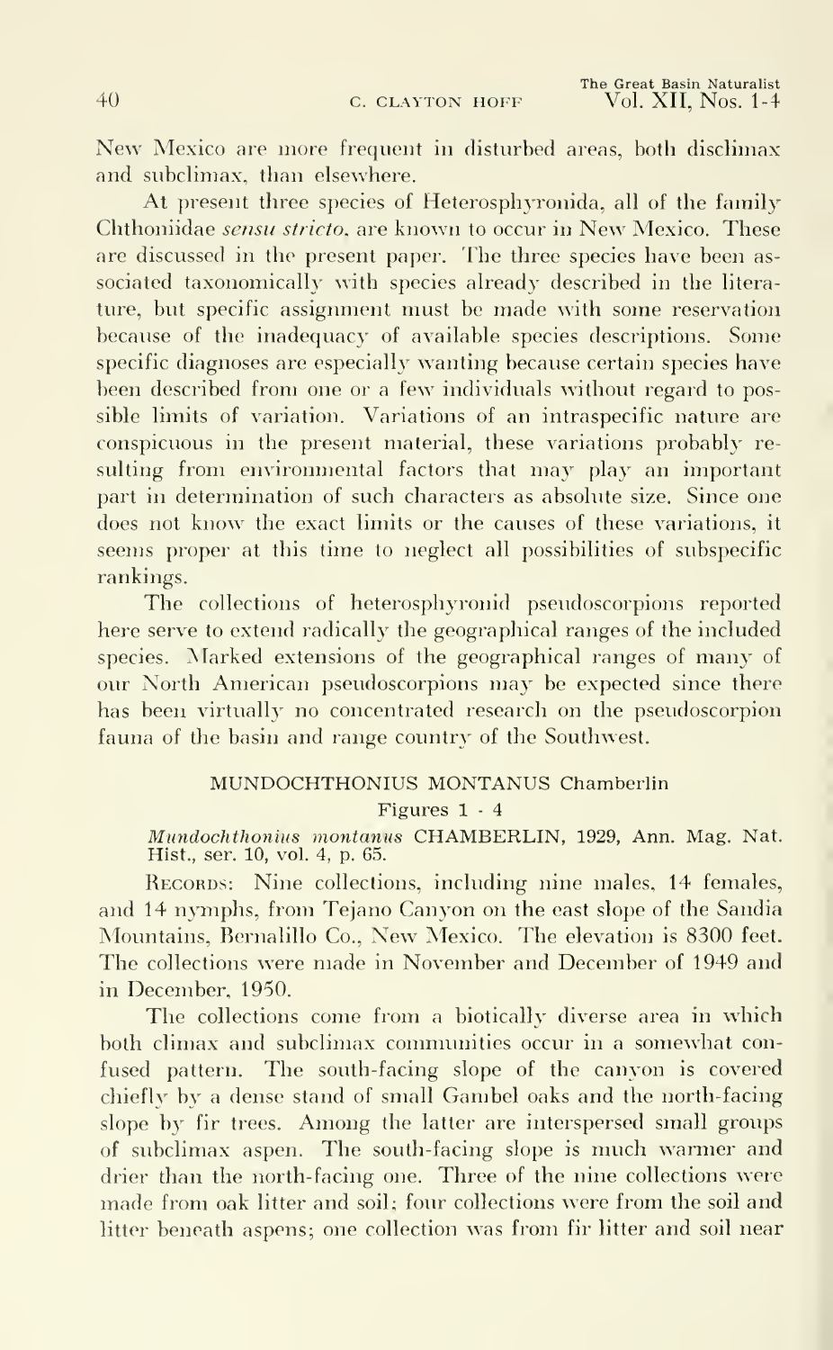New Mexico are more frequent in disturbed areas, both disclimax and subclimax, than elsewhere.

At present three species of Heterosphyronida, all of the family Chthoniidae *sensu stricto*, are known to occur in New Mexico. These are discussed in the present paper. The three species have been associated taxonomically with species already described in the literature, but specific assignment must be made with some reservation because of the inadequacy of available species descriptions. Some specific diagnoses are especially wanting because certain species have been described from one or a few individuals without regard to possible limits of variation. Variations of an intraspecific nature are conspicuous in the present material, these variations probably resulting from environmental factors that may play an important part in determination of such characters as absolute size. Since one does not know the exact limits or the causes of these variations, it seems proper at this time to neglect all possibilities of subspecific rankings.

The collections of heterosphyronid pseudoscorpions reported here serve to extend radically the geographical ranges of the included species. Marked extensions of the geographical ranges of many of our North American pseudoscorpions may be expected since there has been virtually no concentrated research on the pseudoscorpion fauna of the basin and range country of the Southwest.

## MUNDOCHTHONIUS MONTANUS Chamberlin

Figures 1 - 4

*Mundochthonius montanus* CHAMBERLIN, 1929, Ann. Mag. Nat. Hist., ser. 10, vol. 4, p. 65.

RECORDS: Nine collections, including nine males, 14 females, and 14 nymphs, from Tejano Canyon on the east slope of the Sandia Mountains, Bernalillo Co., New Mexico. The elevation is 8300 feet. The collections were made in November and December of 1949 and in December, 1950.

The collections come from a biotically diverse area in which both climax and subclimax communities occur in a somewhat confused pattern. The south-facing slope of the canyon is covered chiefly by a dense stand of small Gambel oaks and the north-facing slope by fir trees. Among the latter are interspersed small groups of subclimax aspen. The south-facing slope is much warmer and drier than the north-facing one. Three of the nine collections were made from oak litter and soil; four collections were from the soil and litter beneath aspens; one collection was from fir litter and soil near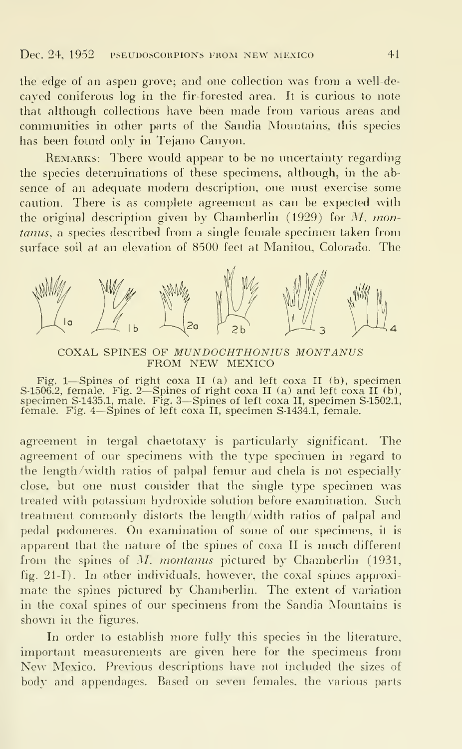the edge of an aspen grove; and one collection was from a well-decayed coniferous log in the fir-forested area. It is curious to note that although collections have been made from various areas and communities in other parts of the Sandia Mountains, this species has been found only in Tejano Canyon.

REMARKS: There would appear to be no uncertainty regarding the species determinations of these specimens, although, in the absence of an adequate modern description, one must exercise some caution. There is as complete agreement as can be expected with the original description given by Chamberlin (1929) for *M. montanus*, a species described from a single female specimen taken from surface soil at an elevation of 8500 feet at Manitou, Colorado. The

COXAL SPINES OF *MUNDOCHTHONIUS MONTANUS* FROM NEW MEXICO

Fig. 1—Spines of right coxa II (a) and left coxa II (b), specimen S-1506.2, female. Fig. 2—Spines of right coxa II (a) and left coxa II (b), specimen S-1435.1, male. Fig. 3—Spines of left coxa II, specimen S-1502.1, female. Fig. 4—Spines of left coxa II, specimen S-1434.1, female.

agreement in tergal chaetotaxy is particularly significant. The agreement of our specimens with the type specimen in regard to the length/width ratios of palpal femur and chela is not especially close, but one must consider that the single type specimen was treated with potassium hydroxide solution before examination. Such treatment commonly distorts the length/width ratios of palpal and pedal podomeres. On examination of some of our specimens, it is apparent that the nature of the spines of coxa II is much different from the spines of *M. montanus* pictured by Chamberlin (1931, fig. 21-I). In other individuals, however, the coxal spines approximate the spines pictured by Chamberlin. The extent of variation in the coxal spines of our specimens from the Sandia Mountains is shown in the figures.

In order to establish more fully this species in the literature, important measurements are given here for the specimens from New Mexico. Previous descriptions have not included the sizes of body and appendages. Based on seven females, the various parts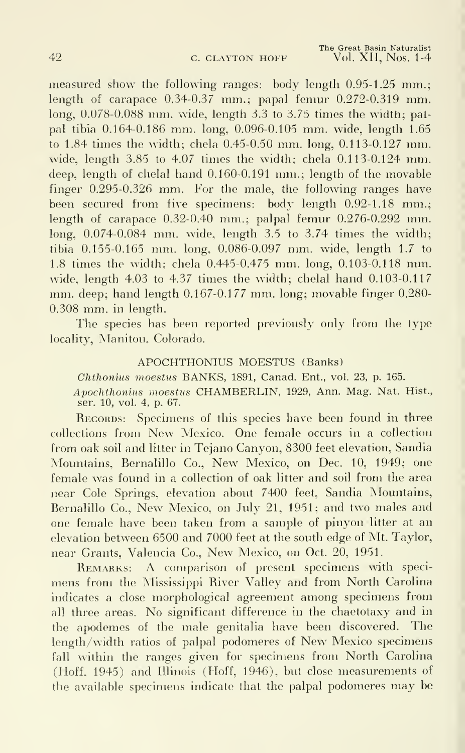measured show the following ranges: body length 0.95-1.25 mm.; length of carapace 0.34-0.37 mm.; papal femur 0.272-0.319 mm. long, 0.078-0.088 mm. wide, length 3.3 to 3.75 times the width; palpal tibia 0.164-0.186 mm. long, 0.096-0.105 mm. wide, length 1.65 to 1.84 times the width; chela 0.45-0.50 mm. long, 0.113-0.127 mm. wide, length 3.85 to 4.07 times the width; chela 0.113-0.124 mm. deep, length of chelal hand 0.160-0.191 mm.; length of the movable finger 0.295-0.326 mm. For the male, the following ranges have been secured from five specimens: body length 0.92-1.18 mm.; length of carapace 0.32-0.40 mm.; palpal femur 0.276-0.292 mm. long, 0.074-0.084 mm. wide, length 3.5 to 3.74 times the width; tibia 0.155-0.165 mm. long, 0.086-0.097 mm. wide, length 1.7 to 1.8 times the width; chela 0.445-0.475 mm. long, 0.103-0.118 mm. wide, length 4.03 to 4.37 times the width; chelal hand 0.103-0.117 mm. deep; hand length 0.167-0.177 mm. long; movable finger 0.280-0.308 mm. in length.

The species has been reported previously only from the type locality, Manitou, Colorado.

## APOCHTHONIUS MOESTUS (Banks)

*Chthonius moestus* BANKS, 1891, Canad. Ent., vol. 23, p. 165.

*Apochthonius moestus* CHAMBERLIN, 1929, Ann. Mag. Nat. Hist., ser. 10, vol. 4, p. 67.

RECORDS: Specimens of this species have been found in three collections from New Mexico. One female occurs in a collection from oak soil and litter in Tejano Canyon, 8300 feet elevation, Sandia Mountains, Bernalillo Co., New Mexico, on Dec. 10, 1949; one female was found in a collection of oak litter and soil from the area near Cole Springs, elevation about 7400 feet, Sandia Mountains, Bernalillo Co., New Mexico, on July 21, 1951; and two males and one female have been taken from a sample of pinyon litter at an elevation between 6500 and 7000 feet at the south edge of Mt. Taylor, near Grants, Valencia Co., New Mexico, on Oct. 20, 1951.

REMARKS: A comparison of present specimens with specimens from the Mississippi River Valley and from North Carolina indicates a close morphological agreement among specimens from all three areas. No significant difference in the chaetotaxy and in the apodemes of the male genitalia have been discovered. The length/width ratios of palpal podomeres of New Mexico specimens fall within the ranges given for specimens from North Carolina (Hoff, 1945) and Illinois (Hoff, 1946), but close measurements of the available specimens indicate that the palpal podomeres may be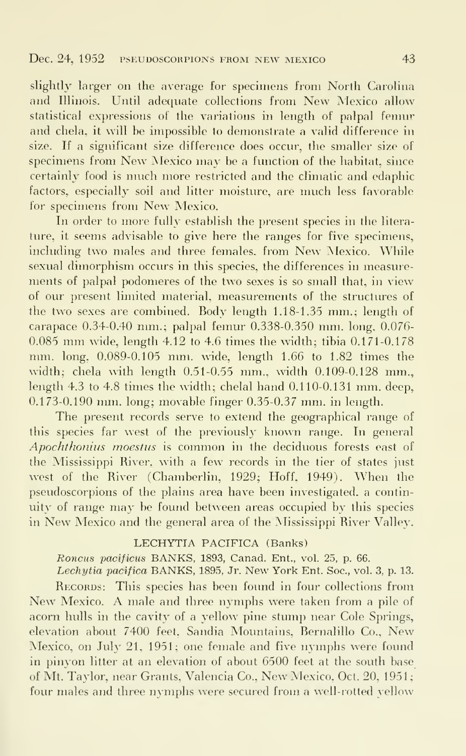slightly larger on the average for specimens from North Carolina and Illinois. Until adequate collections from New Mexico allow statistical expressions of the variations in length of palpal femur and chela, it will be impossible to demonstrate a valid difference in size. If a significant size difference does occur, the smaller size of specimens from New Mexico may be a function of the habitat, since certainly food is much more restricted and the climatic and edaphic factors, especially soil and litter moisture, are much less favorable for specimens from New Mexico.

In order to more fully establish the present species in the literature, it seems advisable to give here the ranges for five specimens, including two males and three females, from New Mexico. While sexual dimorphism occurs in this species, the differences in measurements of palpal podomeres of the two sexes is so small that, in view of our present limited material, measurements of the structures of the two sexes are combined. Body length 1.18-1.35 mm.; length of carapace 0.34-0.40 mm.; palpal femur 0.338-0.350 mm. long, 0.076-0.085 mm wide, length 4.12 to 4.6 times the width; tibia 0.171-0.178 mm. long, 0.089-0.105 mm. wide, length 1.66 to 1.82 times the width; chela with length 0.51-0.55 mm., width 0.109-0.128 mm., length 4.3 to 4.8 times the width; chelal hand 0.110-0.131 mm. deep, 0.173-0.190 mm. long; movable finger 0.35-0.37 mm. in length.

The present records serve to extend the geographical range of this species far west of the previously known range. In general *Apochthonius moestus* is common in the deciduous forests east of the Mississippi River, with a few records in the tier of states just west of the River (Chamberlin, 1929; Hoff, 1949). When the pseudoscorpions of the plains area have been investigated, a continuity of range may be found between areas occupied by this species in New Mexico and the general area of the Mississippi River Valley.

## LECHYTIA PACIFICA (Banks)

*Roncus pacificus* BANKS, 1893, Canad. Ent., vol. 25, p. 66.

*Lechytia pacifica* BANKS, 1895, Jr. New York Ent. Soc., vol. 3, p. 13.

RECORDS: This species has been found in four collections from New Mexico. A male and three nymphs were taken from a pile of acorn hulls in the cavity of a yellow pine stump near Cole Springs, elevation about 7400 feet, Sandia Mountains, Bernalillo Co., New Mexico, on July 21, 1951; one female and five nymphs were found in pinyon litter at an elevation of about 6500 feet at the south base of Mt. Taylor, near Grants, Valencia Co., New Mexico, Oct. 20, 1951; four males and three nymphs were secured from a well-rotted yellow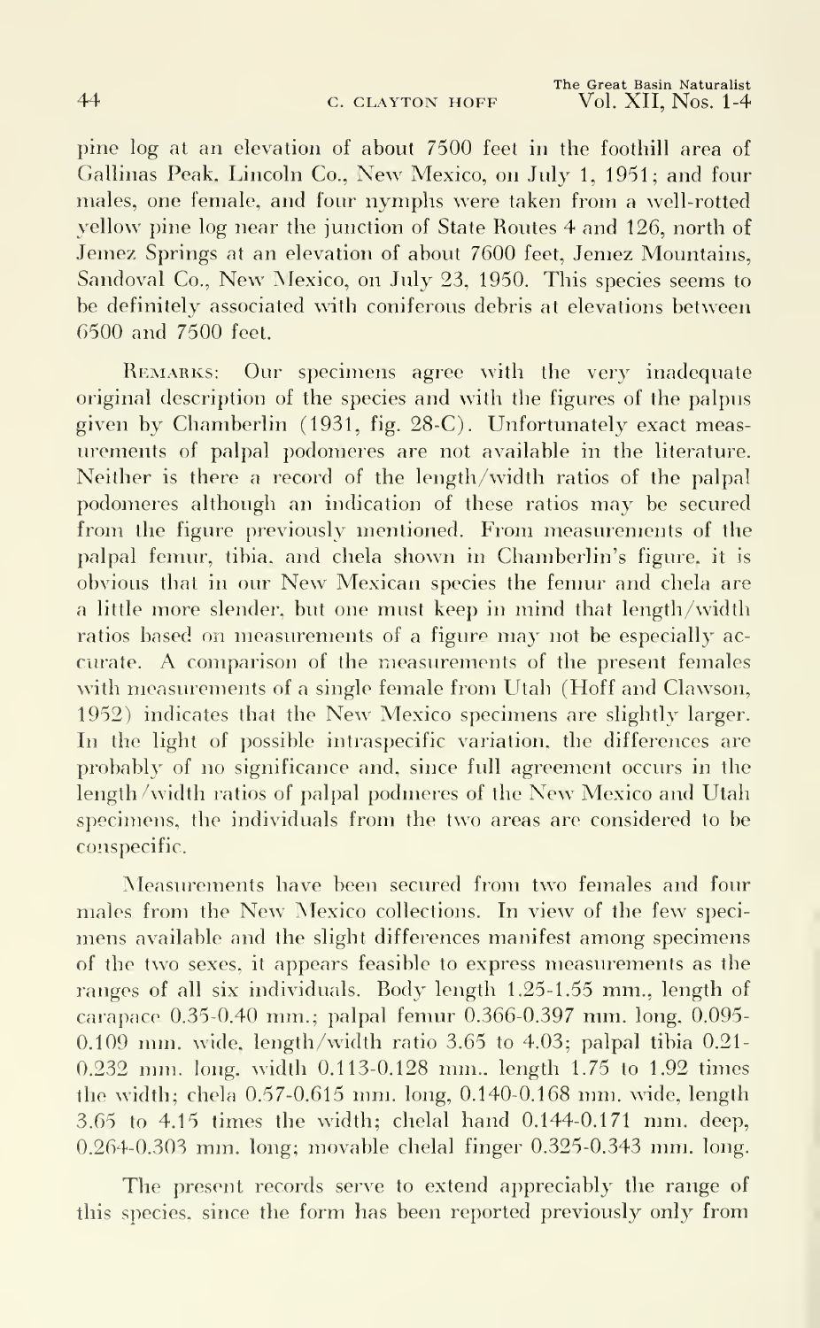pine log at an elevation of about 7500 feet in the foothill area of Gallinas Peak, Lincoln Co., New Mexico, on July 1, 1951; and four males, one female, and four nymphs were taken from a well-rotted yellow pine log near the junction of State Routes 4 and 126, north of Jemez Springs at an elevation of about 7600 feet, Jemez Mountains, Sandoval Co., New Mexico, on July 23, 1950. This species seems to be definitely associated with coniferous debris at elevations between 6500 and 7500 feet.

Remarks: Our specimens agree with the very inadequate original description of the species and with the figures of the palpus given by Chamberlin (1931, fig. 28-C). Unfortunately exact measurements of palpal podomeres are not available in the literature. Neither is there a record of the length/width ratios of the palpal podomeres although an indication of these ratios may be secured from the figure previously mentioned. From measurements of the palpal femur, tibia, and chela shown in Chamberlin's figure, it is obvious that in our New Mexican species the femur and chela are a little more slender, but one must keep in mind that length/width ratios based on measurements of a figure may not be especially accurate. A comparison of the measurements of the present females with measurements of a single female from Utah (Hoff and Clawson, 1952) indicates that the New Mexico specimens are slightly larger. In the light of possible intraspecific variation, the differences are probably of no significance and, since full agreement occurs in the length/width ratios of palpal podmeres of the New Mexico and Utah specimens, the individuals from the two areas are considered to be conspecific.

Measurements have been secured from two females and four males from the New Mexico collections. In view of the few specimens available and the slight differences manifest among specimens of the two sexes, it appears feasible to express measurements as the ranges of all six individuals. Body length 1.25-1.55 mm., length of carapace 0.35-0.40 mm.; palpal femur 0.366-0.397 mm. long, 0.095-0.109 mm. wide, length/width ratio 3.65 to 4.03; palpal tibia 0.21-0.232 mm. long, width 0.113-0.128 mm., length 1.75 to 1.92 times the width; chela 0.57-0.615 mm. long, 0.140-0.168 mm. wide, length 3.65 to 4.15 times the width; chelal hand 0.144-0.171 mm. deep, 0.264-0.303 mm. long; movable chelal finger 0.325-0.343 mm. long.

The present records serve to extend appreciably the range of this species, since the form has been reported previously only from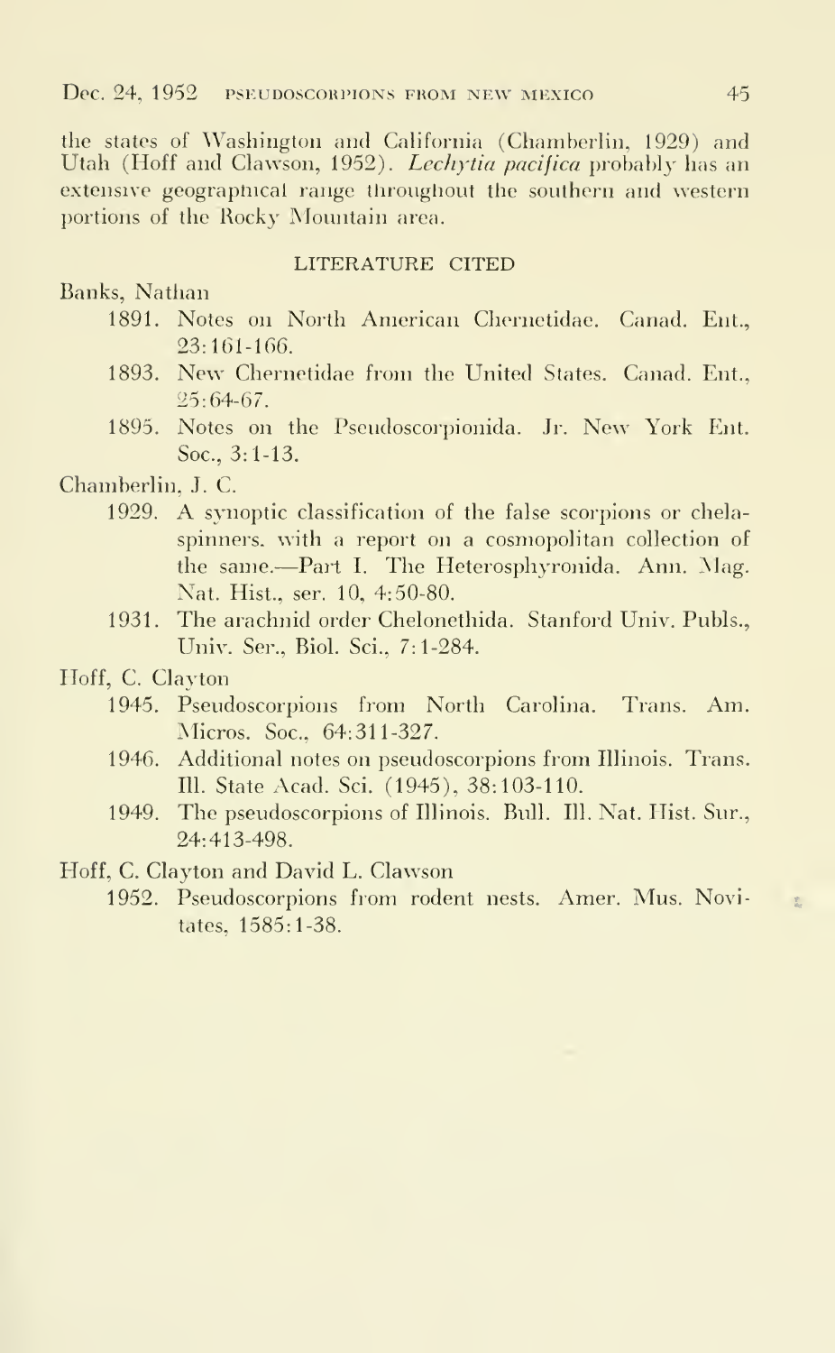the states of Washington and California (Chamberlin, 1929) and Utah (Hoff and Clawson, 1952). *Lechytia pacifica* probably has an extensive geographical range throughout the southern and western portions of the Rocky Mountain area.

## LITERATURE CITED

Banks, Nathan

- 1891. Notes on North American Chernetidae. Canad. Ent., 23:161-166.
- 1893. New Chernetidae from the United States. Canad. Ent., 25:64-67.
- 1895. Notes on the Pseudoscorpionida. Jr. New York Ent. Soc., 3:1-13.

Chamberlin, J. C.

- 1929. A synoptic classification of the false scorpions or chela-spinners, with a report on a cosmopolitan collection of the same.—Part I. The Heterosphyronida. Ann. Mag. Nat. Hist., ser. 10, 4:50-80.
- 1931. The arachnid order Chelonethida. Stanford Univ. Publs., Univ. Ser., Biol. Sci., 7:1-284.

Hoff, C. Clayton

- 1945. Pseudoscorpions from North Carolina. Trans. Am. Micros. Soc., 64:311-327.
- 1946. Additional notes on pseudoscorpions from Illinois. Trans. Ill. State Acad. Sci. (1945), 38:103-110.
- 1949. The pseudoscorpions of Illinois. Bull. Ill. Nat. Hist. Sur., 24:413-498.

Hoff, C. Clayton and David L. Clawson

- 1952. Pseudoscorpions from rodent nests. Amer. Mus. Novitates, 1585:1-38.